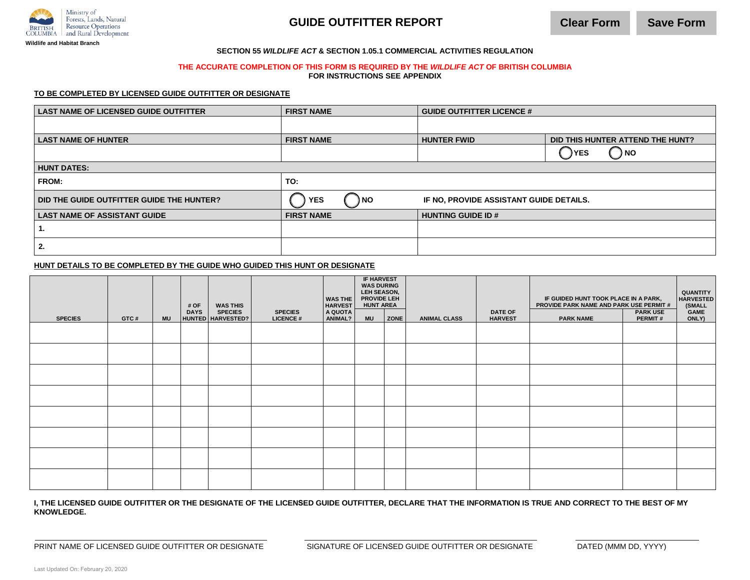Ministry of Forests, Lands, Natural Resource Operations and Rural Development

**Wildlife and Habitat Branch**

# GUIDE OUTFITTER REPORT

**SECTION 55 *WILDLIFE ACT* & SECTION 1.05.1 COMMERCIAL ACTIVITIES REGULATION**

**THE ACCURATE COMPLETION OF THIS FORM IS REQUIRED BY THE *WILDLIFE ACT* OF BRITISH COLUMBIA**

**FOR INSTRUCTIONS SEE APPENDIX**

**TO BE COMPLETED BY LICENSED GUIDE OUTFITTER OR DESIGNATE**

| LAST NAME OF LICENSED GUIDE OUTFITTER | FIRST NAME | GUIDE OUTFITTER LICENCE # | |
|---|---|---|---|
| | | | |
| **LAST NAME OF HUNTER** | **FIRST NAME** | **HUNTER FWID** | **DID THIS HUNTER ATTEND THE HUNT?** |
| | | | ◯ YES ◯ NO |
| **HUNT DATES:** | | | |
| **FROM:** | **TO:** | | |
| **DID THE GUIDE OUTFITTER GUIDE THE HUNTER?** | ◯ YES ◯ NO | **IF NO, PROVIDE ASSISTANT GUIDE DETAILS.** | |
| **LAST NAME OF ASSISTANT GUIDE** | **FIRST NAME** | **HUNTING GUIDE ID #** | |
| **1.** | | | |
| **2.** | | | |

**HUNT DETAILS TO BE COMPLETED BY THE GUIDE WHO GUIDED THIS HUNT OR DESIGNATE**

| SPECIES | GTC # | MU | # OF DAYS HUNTED | WAS THIS SPECIES HARVESTED? | SPECIES LICENCE # | WAS THE HARVEST A QUOTA ANIMAL? | IF HARVEST WAS DURING LEH SEASON, PROVIDE LEH HUNT AREA | | ANIMAL CLASS | DATE OF HARVEST | IF GUIDED HUNT TOOK PLACE IN A PARK, PROVIDE PARK NAME AND PARK USE PERMIT # | | QUANTITY HARVESTED (SMALL GAME ONLY) |
|---|---|---|---|---|---|---|---|---|---|---|---|---|---|
| | | | | | | | MU | ZONE | | | PARK NAME | PARK USE PERMIT # | |
| | | | | | | | | | | | | | |
| | | | | | | | | | | | | | |
| | | | | | | | | | | | | | |
| | | | | | | | | | | | | | |
| | | | | | | | | | | | | | |
| | | | | | | | | | | | | | |
| | | | | | | | | | | | | | |
| | | | | | | | | | | | | | |

**I, THE LICENSED GUIDE OUTFITTER OR THE DESIGNATE OF THE LICENSED GUIDE OUTFITTER, DECLARE THAT THE INFORMATION IS TRUE AND CORRECT TO THE BEST OF MY KNOWLEDGE.**

PRINT NAME OF LICENSED GUIDE OUTFITTER OR DESIGNATE

SIGNATURE OF LICENSED GUIDE OUTFITTER OR DESIGNATE

DATED (MMM DD, YYYY)

Last Updated On: February 20, 2020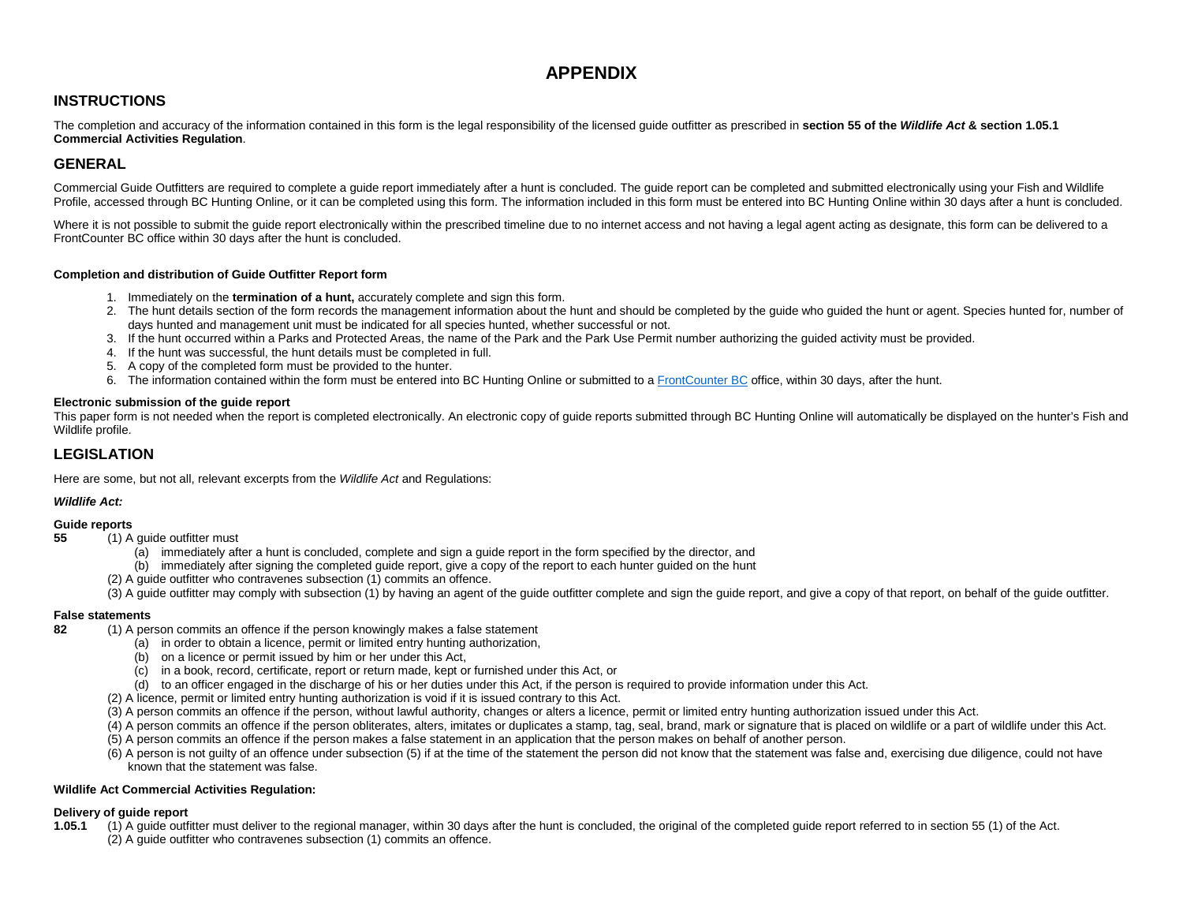# APPENDIX

## INSTRUCTIONS

The completion and accuracy of the information contained in this form is the legal responsibility of the licensed guide outfitter as prescribed in **section 55 of the *Wildlife Act* & section 1.05.1 Commercial Activities Regulation**.

## GENERAL

Commercial Guide Outfitters are required to complete a guide report immediately after a hunt is concluded. The guide report can be completed and submitted electronically using your Fish and Wildlife Profile, accessed through BC Hunting Online, or it can be completed using this form. The information included in this form must be entered into BC Hunting Online within 30 days after a hunt is concluded.

Where it is not possible to submit the guide report electronically within the prescribed timeline due to no internet access and not having a legal agent acting as designate, this form can be delivered to a FrontCounter BC office within 30 days after the hunt is concluded.

**Completion and distribution of Guide Outfitter Report form**

1. Immediately on the **termination of a hunt,** accurately complete and sign this form.
2. The hunt details section of the form records the management information about the hunt and should be completed by the guide who guided the hunt or agent. Species hunted for, number of days hunted and management unit must be indicated for all species hunted, whether successful or not.
3. If the hunt occurred within a Parks and Protected Areas, the name of the Park and the Park Use Permit number authorizing the guided activity must be provided.
4. If the hunt was successful, the hunt details must be completed in full.
5. A copy of the completed form must be provided to the hunter.
6. The information contained within the form must be entered into BC Hunting Online or submitted to a FrontCounter BC office, within 30 days, after the hunt.

**Electronic submission of the guide report**

This paper form is not needed when the report is completed electronically. An electronic copy of guide reports submitted through BC Hunting Online will automatically be displayed on the hunter's Fish and Wildlife profile.

## LEGISLATION

Here are some, but not all, relevant excerpts from the *Wildlife Act* and Regulations:

***Wildlife Act:***

**Guide reports**

**55** (1) A guide outfitter must
- (a) immediately after a hunt is concluded, complete and sign a guide report in the form specified by the director, and
- (b) immediately after signing the completed guide report, give a copy of the report to each hunter guided on the hunt

(2) A guide outfitter who contravenes subsection (1) commits an offence.

(3) A guide outfitter may comply with subsection (1) by having an agent of the guide outfitter complete and sign the guide report, and give a copy of that report, on behalf of the guide outfitter.

**False statements**

**82** (1) A person commits an offence if the person knowingly makes a false statement
- (a) in order to obtain a licence, permit or limited entry hunting authorization,
- (b) on a licence or permit issued by him or her under this Act,
- (c) in a book, record, certificate, report or return made, kept or furnished under this Act, or
- (d) to an officer engaged in the discharge of his or her duties under this Act, if the person is required to provide information under this Act.

(2) A licence, permit or limited entry hunting authorization is void if it is issued contrary to this Act.

(3) A person commits an offence if the person, without lawful authority, changes or alters a licence, permit or limited entry hunting authorization issued under this Act.

(4) A person commits an offence if the person obliterates, alters, imitates or duplicates a stamp, tag, seal, brand, mark or signature that is placed on wildlife or a part of wildlife under this Act.

(5) A person commits an offence if the person makes a false statement in an application that the person makes on behalf of another person.

(6) A person is not guilty of an offence under subsection (5) if at the time of the statement the person did not know that the statement was false and, exercising due diligence, could not have known that the statement was false.

**Wildlife Act Commercial Activities Regulation:**

**Delivery of guide report**

**1.05.1** (1) A guide outfitter must deliver to the regional manager, within 30 days after the hunt is concluded, the original of the completed guide report referred to in section 55 (1) of the Act.

(2) A guide outfitter who contravenes subsection (1) commits an offence.